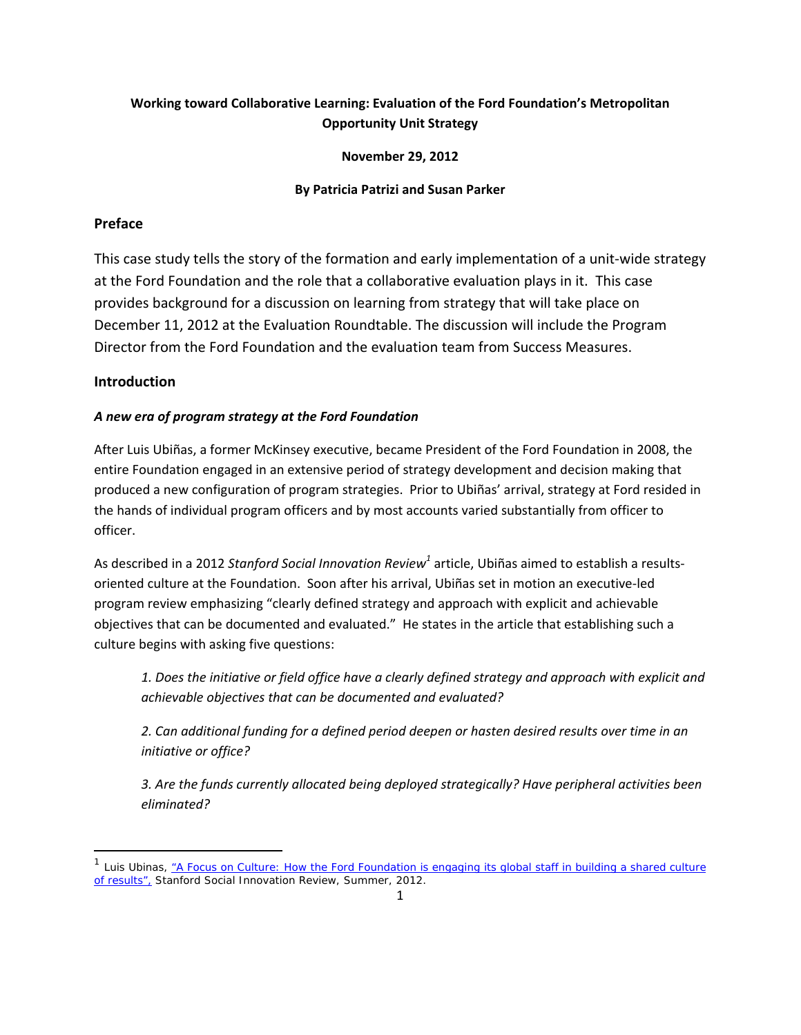**Working toward Collaborative Learning: Evaluation of the Ford Foundation's Metropolitan Opportunity Unit Strategy**

**November 29, 2012**

**By Patricia Patrizi and Susan Parker**

## Preface

This case study tells the story of the formation and early implementation of a unit-wide strategy at the Ford Foundation and the role that a collaborative evaluation plays in it. This case provides background for a discussion on learning from strategy that will take place on December 11, 2012 at the Evaluation Roundtable. The discussion will include the Program Director from the Ford Foundation and the evaluation team from Success Measures.

## Introduction

### *A new era of program strategy at the Ford Foundation*

After Luis Ubiñas, a former McKinsey executive, became President of the Ford Foundation in 2008, the entire Foundation engaged in an extensive period of strategy development and decision making that produced a new configuration of program strategies. Prior to Ubiñas' arrival, strategy at Ford resided in the hands of individual program officers and by most accounts varied substantially from officer to officer.

As described in a 2012 *Stanford Social Innovation Review*[1] article, Ubiñas aimed to establish a results-oriented culture at the Foundation. Soon after his arrival, Ubiñas set in motion an executive-led program review emphasizing "clearly defined strategy and approach with explicit and achievable objectives that can be documented and evaluated." He states in the article that establishing such a culture begins with asking five questions:

> *1. Does the initiative or field office have a clearly defined strategy and approach with explicit and achievable objectives that can be documented and evaluated?*
>
> *2. Can additional funding for a defined period deepen or hasten desired results over time in an initiative or office?*
>
> *3. Are the funds currently allocated being deployed strategically? Have peripheral activities been eliminated?*

---

[1] Luis Ubinas, "A Focus on Culture: How the Ford Foundation is engaging its global staff in building a shared culture of results", Stanford Social Innovation Review, Summer, 2012.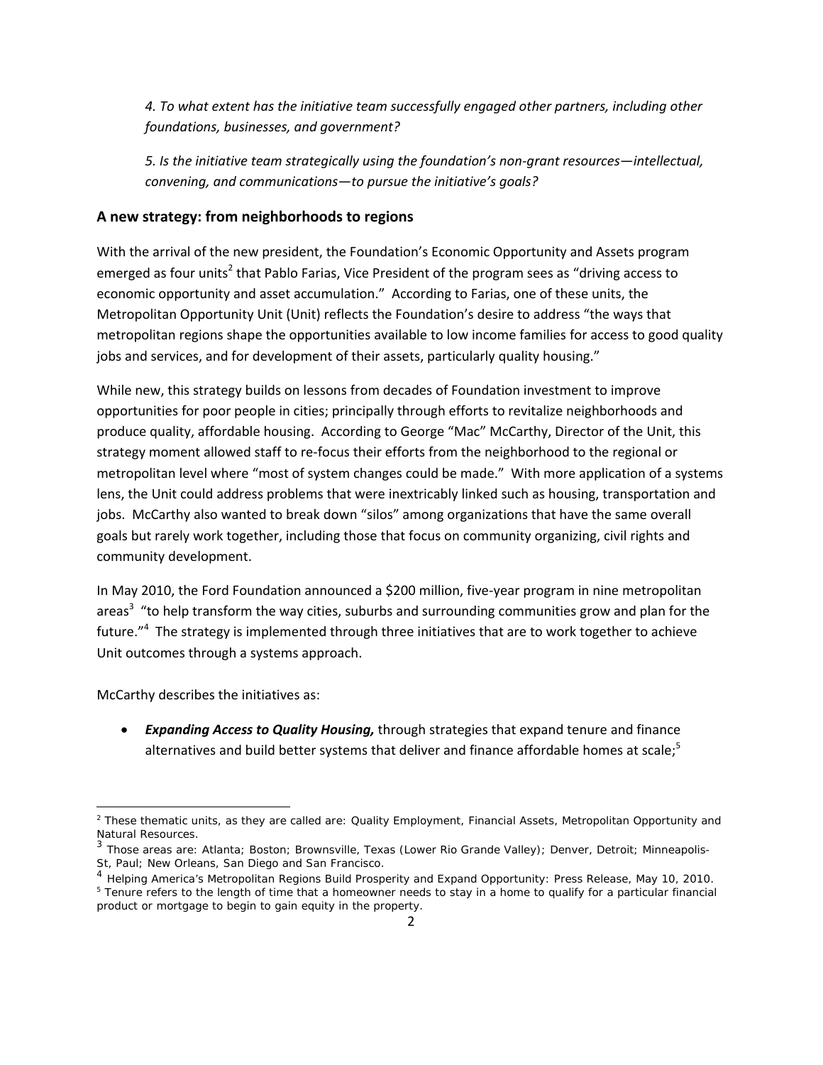*4. To what extent has the initiative team successfully engaged other partners, including other foundations, businesses, and government?*

*5. Is the initiative team strategically using the foundation's non-grant resources—intellectual, convening, and communications—to pursue the initiative's goals?*

## A new strategy: from neighborhoods to regions

With the arrival of the new president, the Foundation's Economic Opportunity and Assets program emerged as four units[2] that Pablo Farias, Vice President of the program sees as "driving access to economic opportunity and asset accumulation." According to Farias, one of these units, the Metropolitan Opportunity Unit (Unit) reflects the Foundation's desire to address "the ways that metropolitan regions shape the opportunities available to low income families for access to good quality jobs and services, and for development of their assets, particularly quality housing."

While new, this strategy builds on lessons from decades of Foundation investment to improve opportunities for poor people in cities; principally through efforts to revitalize neighborhoods and produce quality, affordable housing. According to George "Mac" McCarthy, Director of the Unit, this strategy moment allowed staff to re-focus their efforts from the neighborhood to the regional or metropolitan level where "most of system changes could be made." With more application of a systems lens, the Unit could address problems that were inextricably linked such as housing, transportation and jobs. McCarthy also wanted to break down "silos" among organizations that have the same overall goals but rarely work together, including those that focus on community organizing, civil rights and community development.

In May 2010, the Ford Foundation announced a $200 million, five-year program in nine metropolitan areas[3] "to help transform the way cities, suburbs and surrounding communities grow and plan for the future."[4] The strategy is implemented through three initiatives that are to work together to achieve Unit outcomes through a systems approach.

McCarthy describes the initiatives as:

- ***Expanding Access to Quality Housing,*** through strategies that expand tenure and finance alternatives and build better systems that deliver and finance affordable homes at scale;[5]

---

[2] These thematic units, as they are called are: Quality Employment, Financial Assets, Metropolitan Opportunity and Natural Resources.

[3] Those areas are: Atlanta; Boston; Brownsville, Texas (Lower Rio Grande Valley); Denver, Detroit; Minneapolis-St, Paul; New Orleans, San Diego and San Francisco.

[4] Helping America's Metropolitan Regions Build Prosperity and Expand Opportunity: Press Release, May 10, 2010.

[5] Tenure refers to the length of time that a homeowner needs to stay in a home to qualify for a particular financial product or mortgage to begin to gain equity in the property.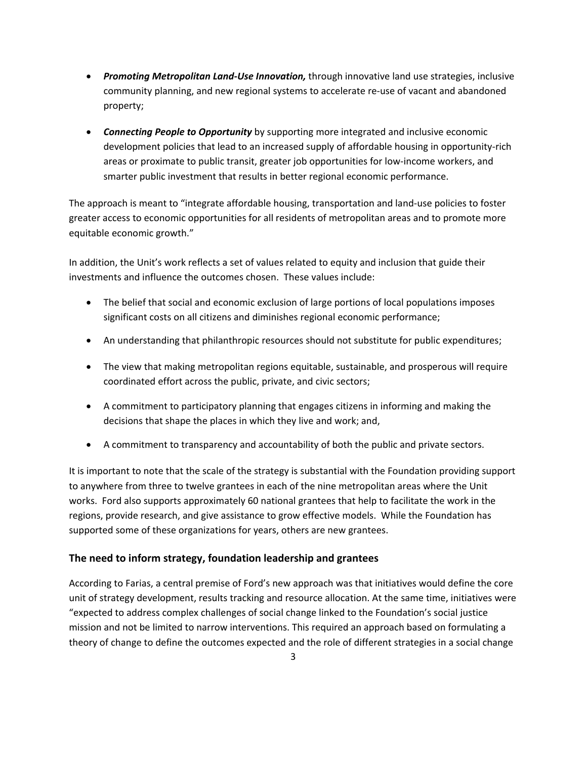- ***Promoting Metropolitan Land-Use Innovation,*** through innovative land use strategies, inclusive community planning, and new regional systems to accelerate re-use of vacant and abandoned property;

- ***Connecting People to Opportunity*** by supporting more integrated and inclusive economic development policies that lead to an increased supply of affordable housing in opportunity-rich areas or proximate to public transit, greater job opportunities for low-income workers, and smarter public investment that results in better regional economic performance.

The approach is meant to "integrate affordable housing, transportation and land-use policies to foster greater access to economic opportunities for all residents of metropolitan areas and to promote more equitable economic growth."

In addition, the Unit's work reflects a set of values related to equity and inclusion that guide their investments and influence the outcomes chosen. These values include:

- The belief that social and economic exclusion of large portions of local populations imposes significant costs on all citizens and diminishes regional economic performance;

- An understanding that philanthropic resources should not substitute for public expenditures;

- The view that making metropolitan regions equitable, sustainable, and prosperous will require coordinated effort across the public, private, and civic sectors;

- A commitment to participatory planning that engages citizens in informing and making the decisions that shape the places in which they live and work; and,

- A commitment to transparency and accountability of both the public and private sectors.

It is important to note that the scale of the strategy is substantial with the Foundation providing support to anywhere from three to twelve grantees in each of the nine metropolitan areas where the Unit works. Ford also supports approximately 60 national grantees that help to facilitate the work in the regions, provide research, and give assistance to grow effective models. While the Foundation has supported some of these organizations for years, others are new grantees.

## The need to inform strategy, foundation leadership and grantees

According to Farias, a central premise of Ford's new approach was that initiatives would define the core unit of strategy development, results tracking and resource allocation. At the same time, initiatives were "expected to address complex challenges of social change linked to the Foundation's social justice mission and not be limited to narrow interventions. This required an approach based on formulating a theory of change to define the outcomes expected and the role of different strategies in a social change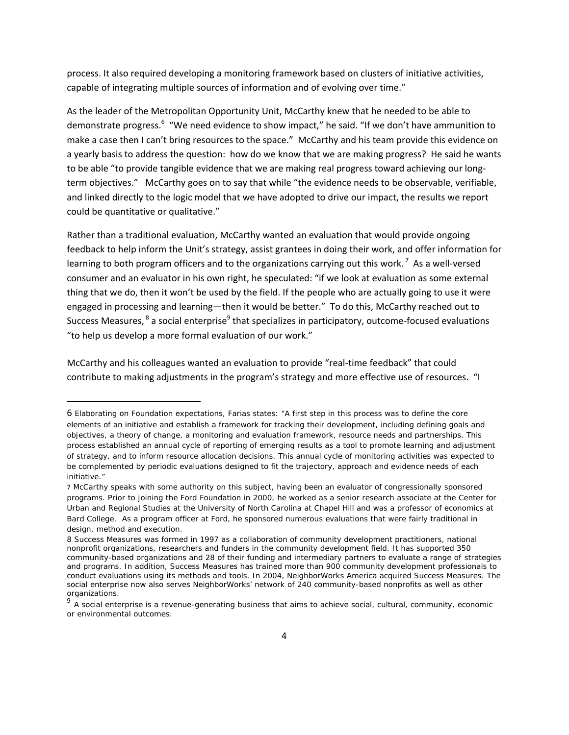process. It also required developing a monitoring framework based on clusters of initiative activities, capable of integrating multiple sources of information and of evolving over time."

As the leader of the Metropolitan Opportunity Unit, McCarthy knew that he needed to be able to demonstrate progress.[6] "We need evidence to show impact," he said. "If we don't have ammunition to make a case then I can't bring resources to the space." McCarthy and his team provide this evidence on a yearly basis to address the question: how do we know that we are making progress? He said he wants to be able "to provide tangible evidence that we are making real progress toward achieving our long-term objectives." McCarthy goes on to say that while "the evidence needs to be observable, verifiable, and linked directly to the logic model that we have adopted to drive our impact, the results we report could be quantitative or qualitative."

Rather than a traditional evaluation, McCarthy wanted an evaluation that would provide ongoing feedback to help inform the Unit's strategy, assist grantees in doing their work, and offer information for learning to both program officers and to the organizations carrying out this work.[7] As a well-versed consumer and an evaluator in his own right, he speculated: "if we look at evaluation as some external thing that we do, then it won't be used by the field. If the people who are actually going to use it were engaged in processing and learning—then it would be better." To do this, McCarthy reached out to Success Measures,[8] a social enterprise[9] that specializes in participatory, outcome-focused evaluations "to help us develop a more formal evaluation of our work."

McCarthy and his colleagues wanted an evaluation to provide "real-time feedback" that could contribute to making adjustments in the program's strategy and more effective use of resources. "I

---

6 Elaborating on Foundation expectations, Farias states: "A first step in this process was to define the core elements of an initiative and establish a framework for tracking their development, including defining goals and objectives, a theory of change, a monitoring and evaluation framework, resource needs and partnerships. This process established an annual cycle of reporting of emerging results as a tool to promote learning and adjustment of strategy, and to inform resource allocation decisions. This annual cycle of monitoring activities was expected to be complemented by periodic evaluations designed to fit the trajectory, approach and evidence needs of each initiative."

7 McCarthy speaks with some authority on this subject, having been an evaluator of congressionally sponsored programs. Prior to joining the Ford Foundation in 2000, he worked as a senior research associate at the Center for Urban and Regional Studies at the University of North Carolina at Chapel Hill and was a professor of economics at Bard College. As a program officer at Ford, he sponsored numerous evaluations that were fairly traditional in design, method and execution.

8 Success Measures was formed in 1997 as a collaboration of community development practitioners, national nonprofit organizations, researchers and funders in the community development field. It has supported 350 community-based organizations and 28 of their funding and intermediary partners to evaluate a range of strategies and programs. In addition, Success Measures has trained more than 900 community development professionals to conduct evaluations using its methods and tools. In 2004, NeighborWorks America acquired Success Measures. The social enterprise now also serves NeighborWorks' network of 240 community-based nonprofits as well as other organizations.

9 A social enterprise is a revenue-generating business that aims to achieve social, cultural, community, economic or environmental outcomes.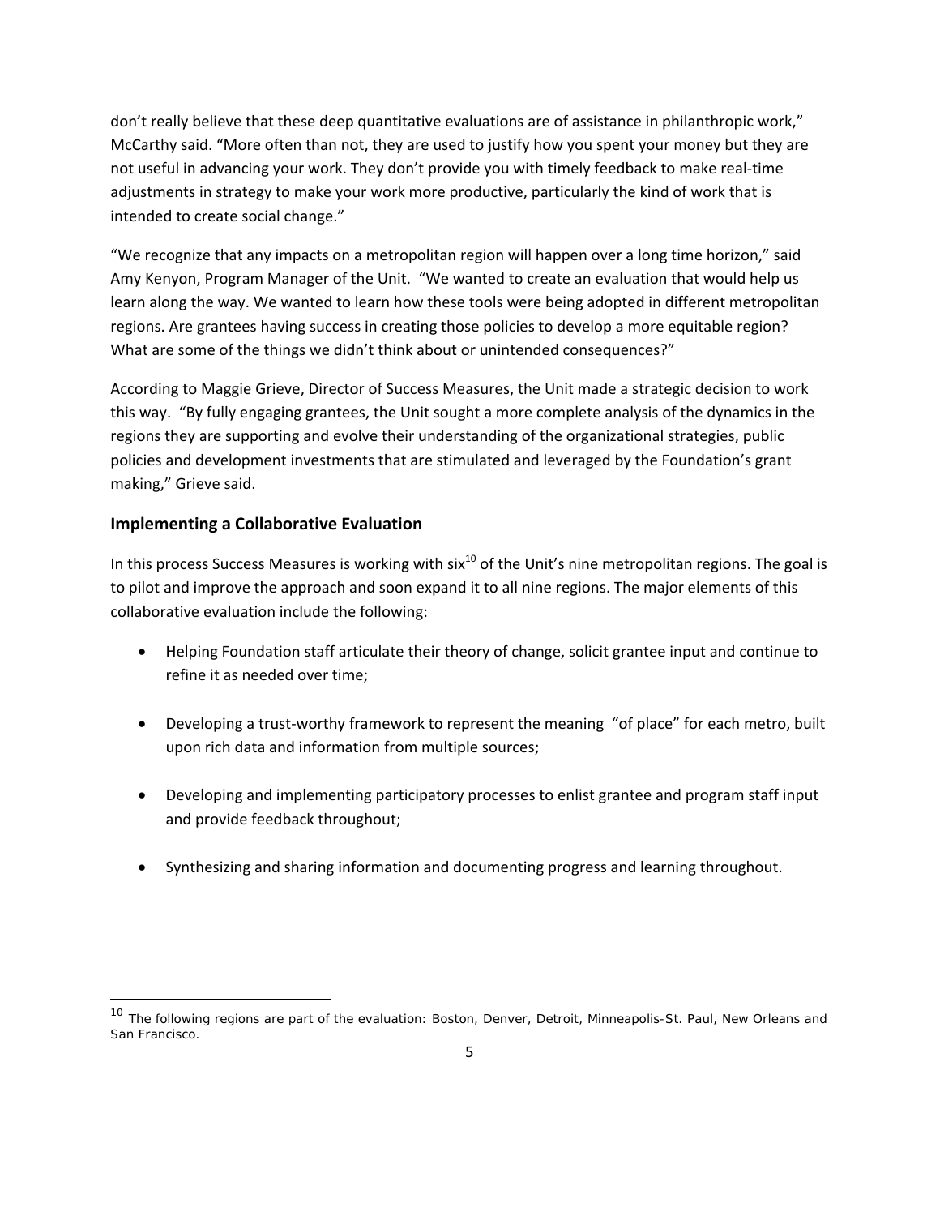don't really believe that these deep quantitative evaluations are of assistance in philanthropic work," McCarthy said. "More often than not, they are used to justify how you spent your money but they are not useful in advancing your work. They don't provide you with timely feedback to make real-time adjustments in strategy to make your work more productive, particularly the kind of work that is intended to create social change."

"We recognize that any impacts on a metropolitan region will happen over a long time horizon," said Amy Kenyon, Program Manager of the Unit. "We wanted to create an evaluation that would help us learn along the way. We wanted to learn how these tools were being adopted in different metropolitan regions. Are grantees having success in creating those policies to develop a more equitable region? What are some of the things we didn't think about or unintended consequences?"

According to Maggie Grieve, Director of Success Measures, the Unit made a strategic decision to work this way. "By fully engaging grantees, the Unit sought a more complete analysis of the dynamics in the regions they are supporting and evolve their understanding of the organizational strategies, public policies and development investments that are stimulated and leveraged by the Foundation's grant making," Grieve said.

## Implementing a Collaborative Evaluation

In this process Success Measures is working with six[10] of the Unit's nine metropolitan regions. The goal is to pilot and improve the approach and soon expand it to all nine regions. The major elements of this collaborative evaluation include the following:

- Helping Foundation staff articulate their theory of change, solicit grantee input and continue to refine it as needed over time;
- Developing a trust-worthy framework to represent the meaning "of place" for each metro, built upon rich data and information from multiple sources;
- Developing and implementing participatory processes to enlist grantee and program staff input and provide feedback throughout;
- Synthesizing and sharing information and documenting progress and learning throughout.

---

[10] The following regions are part of the evaluation: Boston, Denver, Detroit, Minneapolis-St. Paul, New Orleans and San Francisco.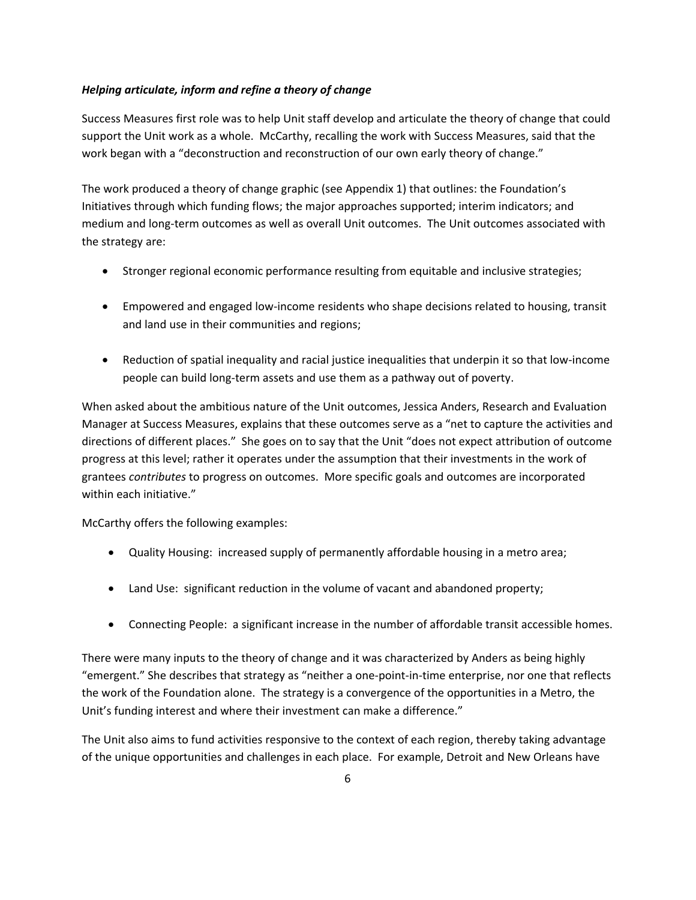***Helping articulate, inform and refine a theory of change***

Success Measures first role was to help Unit staff develop and articulate the theory of change that could support the Unit work as a whole. McCarthy, recalling the work with Success Measures, said that the work began with a "deconstruction and reconstruction of our own early theory of change."

The work produced a theory of change graphic (see Appendix 1) that outlines: the Foundation's Initiatives through which funding flows; the major approaches supported; interim indicators; and medium and long-term outcomes as well as overall Unit outcomes. The Unit outcomes associated with the strategy are:

- Stronger regional economic performance resulting from equitable and inclusive strategies;
- Empowered and engaged low-income residents who shape decisions related to housing, transit and land use in their communities and regions;
- Reduction of spatial inequality and racial justice inequalities that underpin it so that low-income people can build long-term assets and use them as a pathway out of poverty.

When asked about the ambitious nature of the Unit outcomes, Jessica Anders, Research and Evaluation Manager at Success Measures, explains that these outcomes serve as a "net to capture the activities and directions of different places." She goes on to say that the Unit "does not expect attribution of outcome progress at this level; rather it operates under the assumption that their investments in the work of grantees *contributes* to progress on outcomes. More specific goals and outcomes are incorporated within each initiative."

McCarthy offers the following examples:

- Quality Housing: increased supply of permanently affordable housing in a metro area;
- Land Use: significant reduction in the volume of vacant and abandoned property;
- Connecting People: a significant increase in the number of affordable transit accessible homes.

There were many inputs to the theory of change and it was characterized by Anders as being highly "emergent." She describes that strategy as "neither a one-point-in-time enterprise, nor one that reflects the work of the Foundation alone. The strategy is a convergence of the opportunities in a Metro, the Unit's funding interest and where their investment can make a difference."

The Unit also aims to fund activities responsive to the context of each region, thereby taking advantage of the unique opportunities and challenges in each place. For example, Detroit and New Orleans have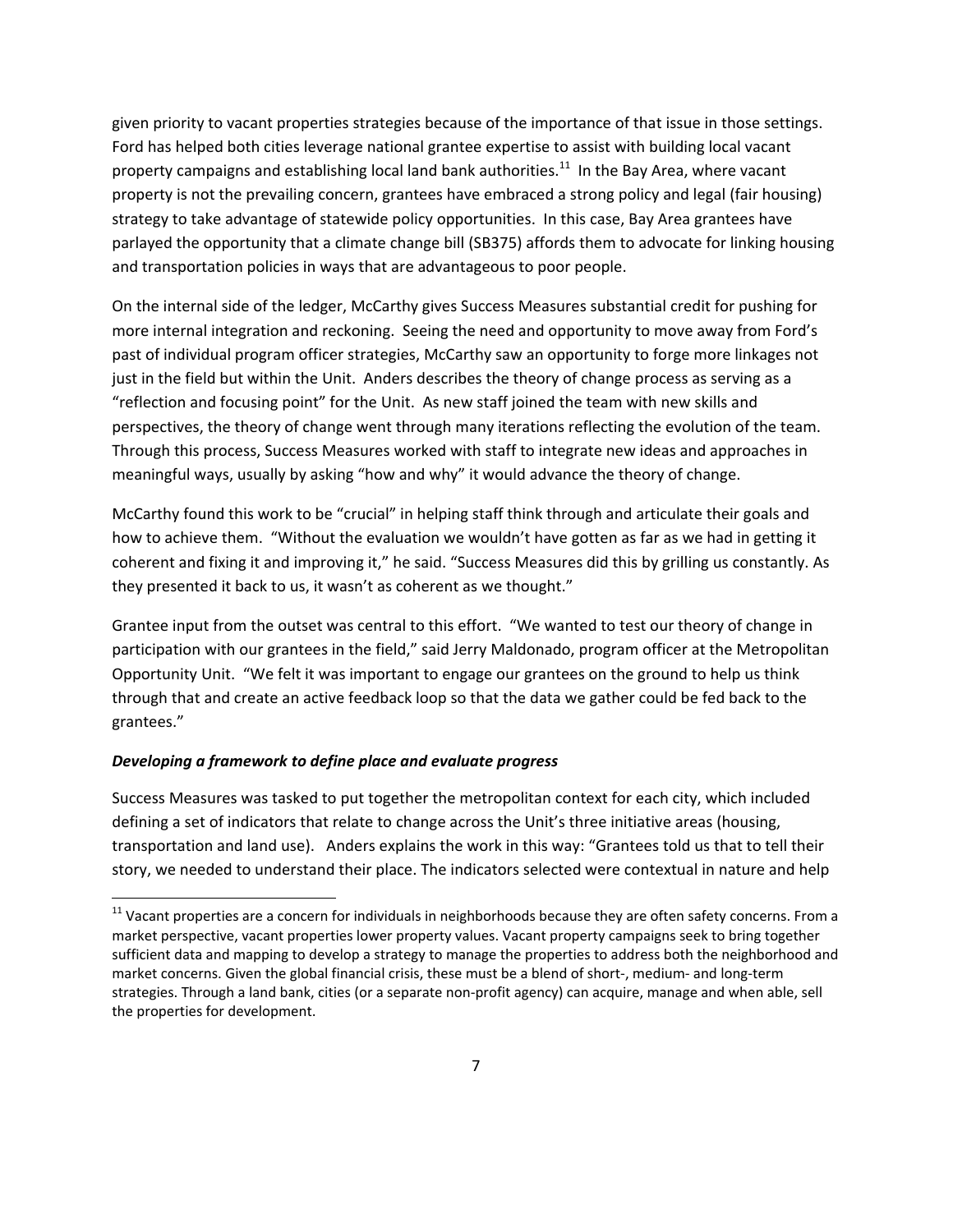given priority to vacant properties strategies because of the importance of that issue in those settings. Ford has helped both cities leverage national grantee expertise to assist with building local vacant property campaigns and establishing local land bank authorities.[11] In the Bay Area, where vacant property is not the prevailing concern, grantees have embraced a strong policy and legal (fair housing) strategy to take advantage of statewide policy opportunities. In this case, Bay Area grantees have parlayed the opportunity that a climate change bill (SB375) affords them to advocate for linking housing and transportation policies in ways that are advantageous to poor people.

On the internal side of the ledger, McCarthy gives Success Measures substantial credit for pushing for more internal integration and reckoning. Seeing the need and opportunity to move away from Ford's past of individual program officer strategies, McCarthy saw an opportunity to forge more linkages not just in the field but within the Unit. Anders describes the theory of change process as serving as a "reflection and focusing point" for the Unit. As new staff joined the team with new skills and perspectives, the theory of change went through many iterations reflecting the evolution of the team. Through this process, Success Measures worked with staff to integrate new ideas and approaches in meaningful ways, usually by asking "how and why" it would advance the theory of change.

McCarthy found this work to be "crucial" in helping staff think through and articulate their goals and how to achieve them. "Without the evaluation we wouldn't have gotten as far as we had in getting it coherent and fixing it and improving it," he said. "Success Measures did this by grilling us constantly. As they presented it back to us, it wasn't as coherent as we thought."

Grantee input from the outset was central to this effort. "We wanted to test our theory of change in participation with our grantees in the field," said Jerry Maldonado, program officer at the Metropolitan Opportunity Unit. "We felt it was important to engage our grantees on the ground to help us think through that and create an active feedback loop so that the data we gather could be fed back to the grantees."

***Developing a framework to define place and evaluate progress***

Success Measures was tasked to put together the metropolitan context for each city, which included defining a set of indicators that relate to change across the Unit's three initiative areas (housing, transportation and land use). Anders explains the work in this way: "Grantees told us that to tell their story, we needed to understand their place. The indicators selected were contextual in nature and help

[11] Vacant properties are a concern for individuals in neighborhoods because they are often safety concerns. From a market perspective, vacant properties lower property values. Vacant property campaigns seek to bring together sufficient data and mapping to develop a strategy to manage the properties to address both the neighborhood and market concerns. Given the global financial crisis, these must be a blend of short-, medium- and long-term strategies. Through a land bank, cities (or a separate non-profit agency) can acquire, manage and when able, sell the properties for development.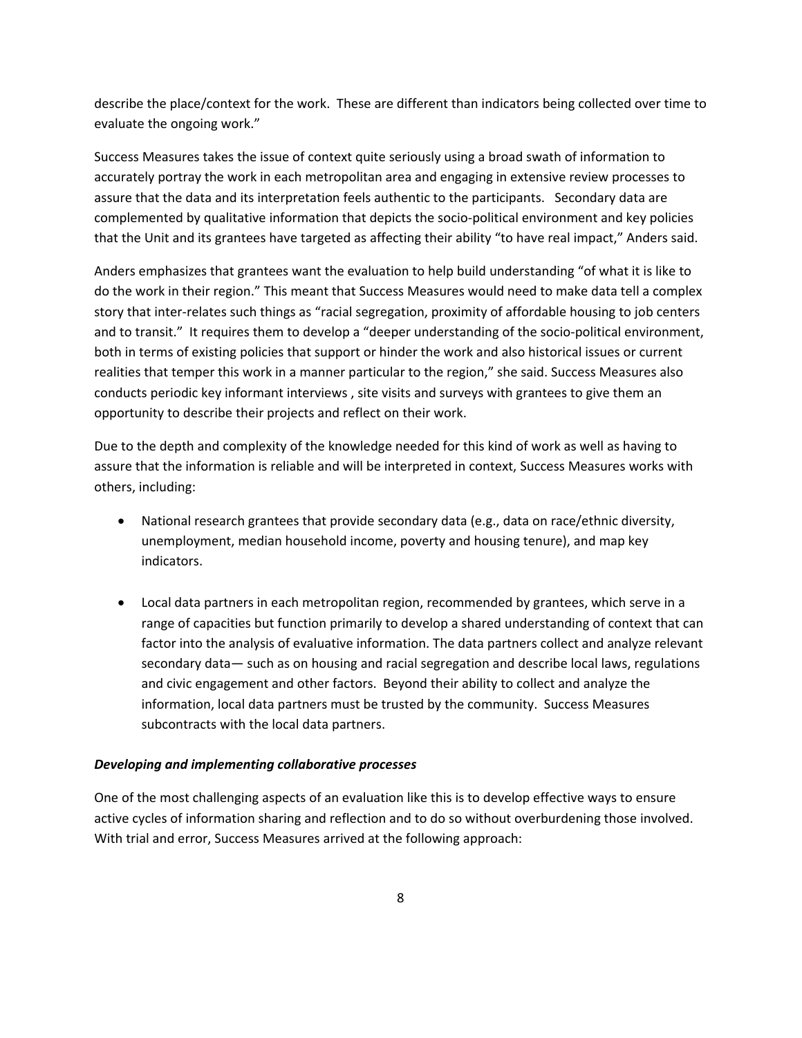describe the place/context for the work. These are different than indicators being collected over time to evaluate the ongoing work."

Success Measures takes the issue of context quite seriously using a broad swath of information to accurately portray the work in each metropolitan area and engaging in extensive review processes to assure that the data and its interpretation feels authentic to the participants. Secondary data are complemented by qualitative information that depicts the socio-political environment and key policies that the Unit and its grantees have targeted as affecting their ability "to have real impact," Anders said.

Anders emphasizes that grantees want the evaluation to help build understanding "of what it is like to do the work in their region." This meant that Success Measures would need to make data tell a complex story that inter-relates such things as "racial segregation, proximity of affordable housing to job centers and to transit." It requires them to develop a "deeper understanding of the socio-political environment, both in terms of existing policies that support or hinder the work and also historical issues or current realities that temper this work in a manner particular to the region," she said. Success Measures also conducts periodic key informant interviews , site visits and surveys with grantees to give them an opportunity to describe their projects and reflect on their work.

Due to the depth and complexity of the knowledge needed for this kind of work as well as having to assure that the information is reliable and will be interpreted in context, Success Measures works with others, including:

- National research grantees that provide secondary data (e.g., data on race/ethnic diversity, unemployment, median household income, poverty and housing tenure), and map key indicators.

- Local data partners in each metropolitan region, recommended by grantees, which serve in a range of capacities but function primarily to develop a shared understanding of context that can factor into the analysis of evaluative information. The data partners collect and analyze relevant secondary data— such as on housing and racial segregation and describe local laws, regulations and civic engagement and other factors. Beyond their ability to collect and analyze the information, local data partners must be trusted by the community. Success Measures subcontracts with the local data partners.

***Developing and implementing collaborative processes***

One of the most challenging aspects of an evaluation like this is to develop effective ways to ensure active cycles of information sharing and reflection and to do so without overburdening those involved. With trial and error, Success Measures arrived at the following approach: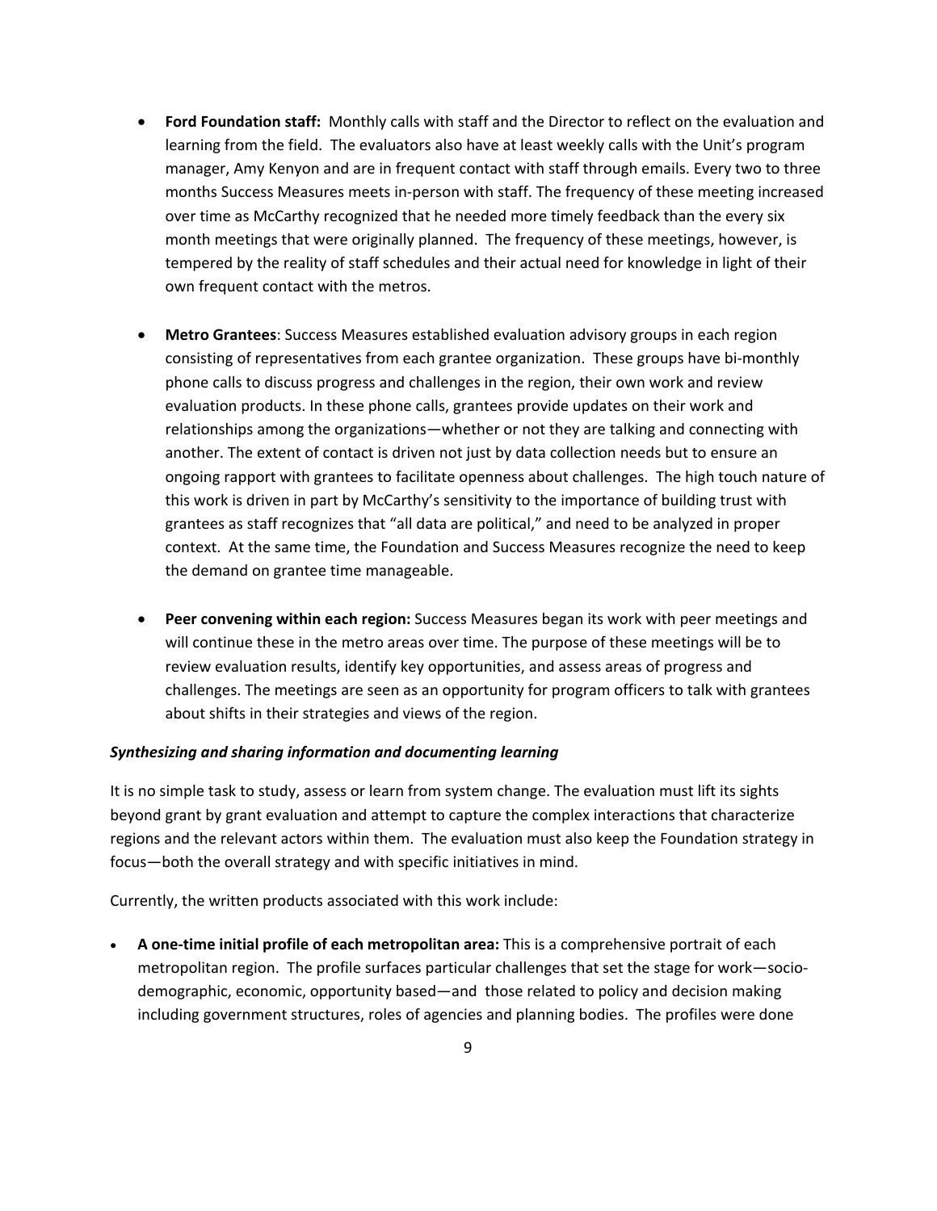- **Ford Foundation staff:** Monthly calls with staff and the Director to reflect on the evaluation and learning from the field. The evaluators also have at least weekly calls with the Unit's program manager, Amy Kenyon and are in frequent contact with staff through emails. Every two to three months Success Measures meets in-person with staff. The frequency of these meeting increased over time as McCarthy recognized that he needed more timely feedback than the every six month meetings that were originally planned. The frequency of these meetings, however, is tempered by the reality of staff schedules and their actual need for knowledge in light of their own frequent contact with the metros.

- **Metro Grantees**: Success Measures established evaluation advisory groups in each region consisting of representatives from each grantee organization. These groups have bi-monthly phone calls to discuss progress and challenges in the region, their own work and review evaluation products. In these phone calls, grantees provide updates on their work and relationships among the organizations—whether or not they are talking and connecting with another. The extent of contact is driven not just by data collection needs but to ensure an ongoing rapport with grantees to facilitate openness about challenges. The high touch nature of this work is driven in part by McCarthy's sensitivity to the importance of building trust with grantees as staff recognizes that "all data are political," and need to be analyzed in proper context. At the same time, the Foundation and Success Measures recognize the need to keep the demand on grantee time manageable.

- **Peer convening within each region:** Success Measures began its work with peer meetings and will continue these in the metro areas over time. The purpose of these meetings will be to review evaluation results, identify key opportunities, and assess areas of progress and challenges. The meetings are seen as an opportunity for program officers to talk with grantees about shifts in their strategies and views of the region.

***Synthesizing and sharing information and documenting learning***

It is no simple task to study, assess or learn from system change. The evaluation must lift its sights beyond grant by grant evaluation and attempt to capture the complex interactions that characterize regions and the relevant actors within them. The evaluation must also keep the Foundation strategy in focus—both the overall strategy and with specific initiatives in mind.

Currently, the written products associated with this work include:

- **A one-time initial profile of each metropolitan area:** This is a comprehensive portrait of each metropolitan region. The profile surfaces particular challenges that set the stage for work—socio-demographic, economic, opportunity based—and those related to policy and decision making including government structures, roles of agencies and planning bodies. The profiles were done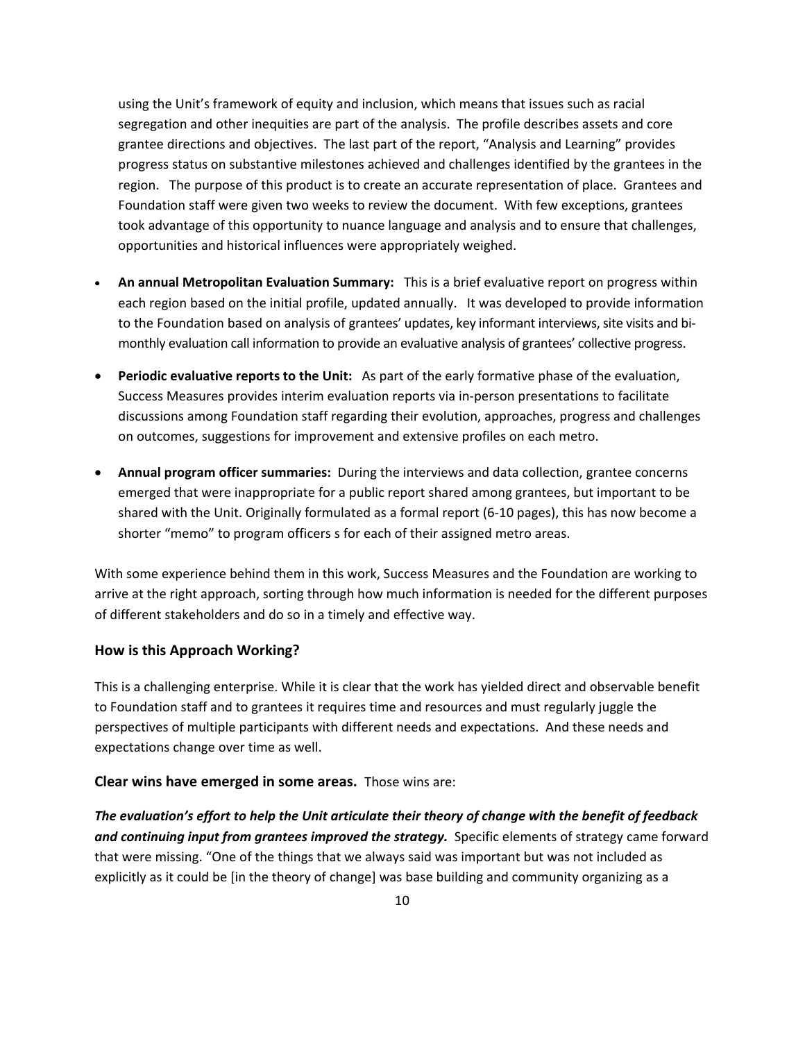using the Unit's framework of equity and inclusion, which means that issues such as racial segregation and other inequities are part of the analysis. The profile describes assets and core grantee directions and objectives. The last part of the report, "Analysis and Learning" provides progress status on substantive milestones achieved and challenges identified by the grantees in the region. The purpose of this product is to create an accurate representation of place. Grantees and Foundation staff were given two weeks to review the document. With few exceptions, grantees took advantage of this opportunity to nuance language and analysis and to ensure that challenges, opportunities and historical influences were appropriately weighed.

- **An annual Metropolitan Evaluation Summary:** This is a brief evaluative report on progress within each region based on the initial profile, updated annually. It was developed to provide information to the Foundation based on analysis of grantees' updates, key informant interviews, site visits and bi-monthly evaluation call information to provide an evaluative analysis of grantees' collective progress.
- **Periodic evaluative reports to the Unit:** As part of the early formative phase of the evaluation, Success Measures provides interim evaluation reports via in-person presentations to facilitate discussions among Foundation staff regarding their evolution, approaches, progress and challenges on outcomes, suggestions for improvement and extensive profiles on each metro.
- **Annual program officer summaries:** During the interviews and data collection, grantee concerns emerged that were inappropriate for a public report shared among grantees, but important to be shared with the Unit. Originally formulated as a formal report (6-10 pages), this has now become a shorter "memo" to program officers s for each of their assigned metro areas.

With some experience behind them in this work, Success Measures and the Foundation are working to arrive at the right approach, sorting through how much information is needed for the different purposes of different stakeholders and do so in a timely and effective way.

## How is this Approach Working?

This is a challenging enterprise. While it is clear that the work has yielded direct and observable benefit to Foundation staff and to grantees it requires time and resources and must regularly juggle the perspectives of multiple participants with different needs and expectations. And these needs and expectations change over time as well.

**Clear wins have emerged in some areas.** Those wins are:

***The evaluation's effort to help the Unit articulate their theory of change with the benefit of feedback and continuing input from grantees improved the strategy.*** Specific elements of strategy came forward that were missing. "One of the things that we always said was important but was not included as explicitly as it could be [in the theory of change] was base building and community organizing as a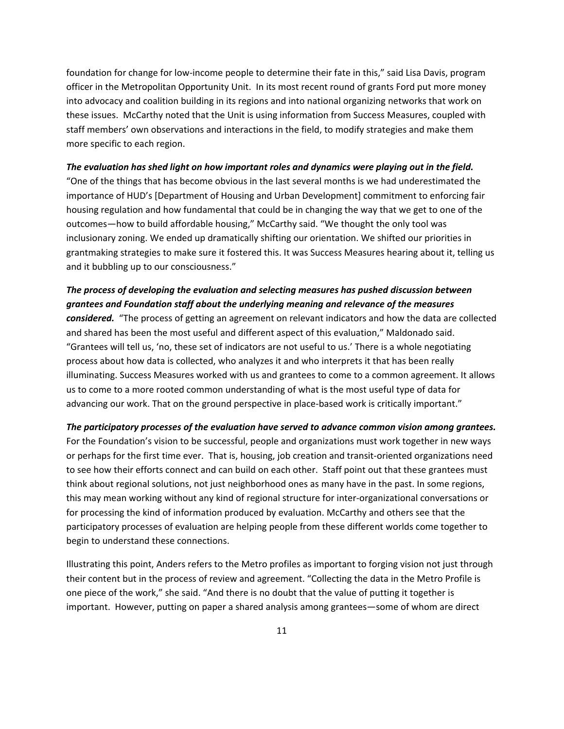foundation for change for low-income people to determine their fate in this," said Lisa Davis, program officer in the Metropolitan Opportunity Unit. In its most recent round of grants Ford put more money into advocacy and coalition building in its regions and into national organizing networks that work on these issues. McCarthy noted that the Unit is using information from Success Measures, coupled with staff members' own observations and interactions in the field, to modify strategies and make them more specific to each region.

***The evaluation has shed light on how important roles and dynamics were playing out in the field.*** "One of the things that has become obvious in the last several months is we had underestimated the importance of HUD's [Department of Housing and Urban Development] commitment to enforcing fair housing regulation and how fundamental that could be in changing the way that we get to one of the outcomes—how to build affordable housing," McCarthy said. "We thought the only tool was inclusionary zoning. We ended up dramatically shifting our orientation. We shifted our priorities in grantmaking strategies to make sure it fostered this. It was Success Measures hearing about it, telling us and it bubbling up to our consciousness."

***The process of developing the evaluation and selecting measures has pushed discussion between grantees and Foundation staff about the underlying meaning and relevance of the measures considered.*** "The process of getting an agreement on relevant indicators and how the data are collected and shared has been the most useful and different aspect of this evaluation," Maldonado said. "Grantees will tell us, 'no, these set of indicators are not useful to us.' There is a whole negotiating process about how data is collected, who analyzes it and who interprets it that has been really illuminating. Success Measures worked with us and grantees to come to a common agreement. It allows us to come to a more rooted common understanding of what is the most useful type of data for advancing our work. That on the ground perspective in place-based work is critically important."

***The participatory processes of the evaluation have served to advance common vision among grantees.*** For the Foundation's vision to be successful, people and organizations must work together in new ways or perhaps for the first time ever. That is, housing, job creation and transit-oriented organizations need to see how their efforts connect and can build on each other. Staff point out that these grantees must think about regional solutions, not just neighborhood ones as many have in the past. In some regions, this may mean working without any kind of regional structure for inter-organizational conversations or for processing the kind of information produced by evaluation. McCarthy and others see that the participatory processes of evaluation are helping people from these different worlds come together to begin to understand these connections.

Illustrating this point, Anders refers to the Metro profiles as important to forging vision not just through their content but in the process of review and agreement. "Collecting the data in the Metro Profile is one piece of the work," she said. "And there is no doubt that the value of putting it together is important. However, putting on paper a shared analysis among grantees—some of whom are direct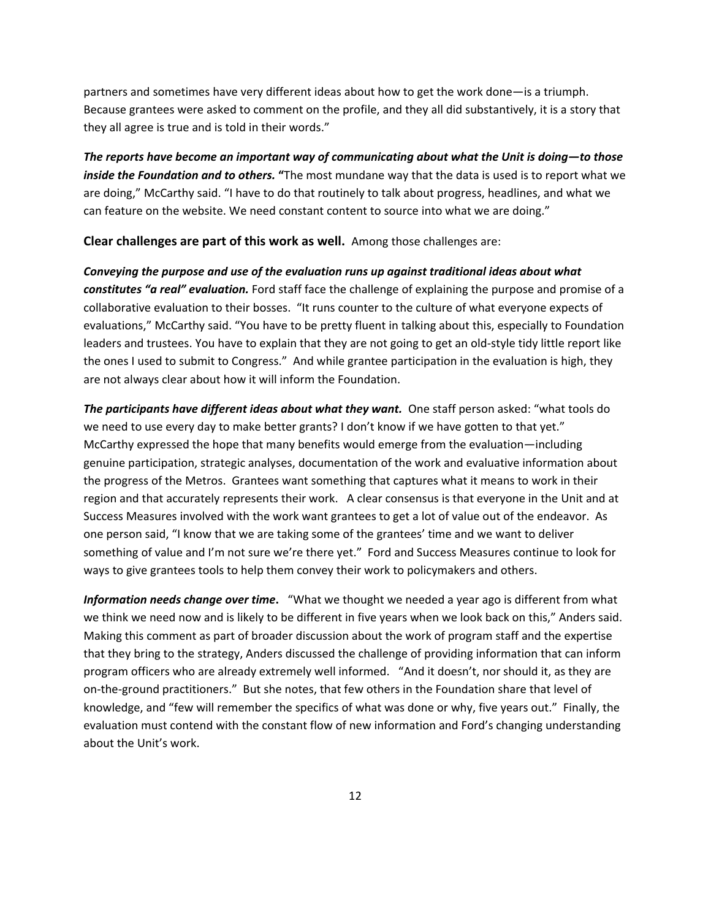partners and sometimes have very different ideas about how to get the work done—is a triumph. Because grantees were asked to comment on the profile, and they all did substantively, it is a story that they all agree is true and is told in their words."

***The reports have become an important way of communicating about what the Unit is doing—to those inside the Foundation and to others.*** "The most mundane way that the data is used is to report what we are doing," McCarthy said. "I have to do that routinely to talk about progress, headlines, and what we can feature on the website. We need constant content to source into what we are doing."

**Clear challenges are part of this work as well.** Among those challenges are:

***Conveying the purpose and use of the evaluation runs up against traditional ideas about what constitutes "a real" evaluation.*** Ford staff face the challenge of explaining the purpose and promise of a collaborative evaluation to their bosses. "It runs counter to the culture of what everyone expects of evaluations," McCarthy said. "You have to be pretty fluent in talking about this, especially to Foundation leaders and trustees. You have to explain that they are not going to get an old-style tidy little report like the ones I used to submit to Congress." And while grantee participation in the evaluation is high, they are not always clear about how it will inform the Foundation.

***The participants have different ideas about what they want.*** One staff person asked: "what tools do we need to use every day to make better grants? I don't know if we have gotten to that yet." McCarthy expressed the hope that many benefits would emerge from the evaluation—including genuine participation, strategic analyses, documentation of the work and evaluative information about the progress of the Metros. Grantees want something that captures what it means to work in their region and that accurately represents their work. A clear consensus is that everyone in the Unit and at Success Measures involved with the work want grantees to get a lot of value out of the endeavor. As one person said, "I know that we are taking some of the grantees' time and we want to deliver something of value and I'm not sure we're there yet." Ford and Success Measures continue to look for ways to give grantees tools to help them convey their work to policymakers and others.

***Information needs change over time*.** "What we thought we needed a year ago is different from what we think we need now and is likely to be different in five years when we look back on this," Anders said. Making this comment as part of broader discussion about the work of program staff and the expertise that they bring to the strategy, Anders discussed the challenge of providing information that can inform program officers who are already extremely well informed. "And it doesn't, nor should it, as they are on-the-ground practitioners." But she notes, that few others in the Foundation share that level of knowledge, and "few will remember the specifics of what was done or why, five years out." Finally, the evaluation must contend with the constant flow of new information and Ford's changing understanding about the Unit's work.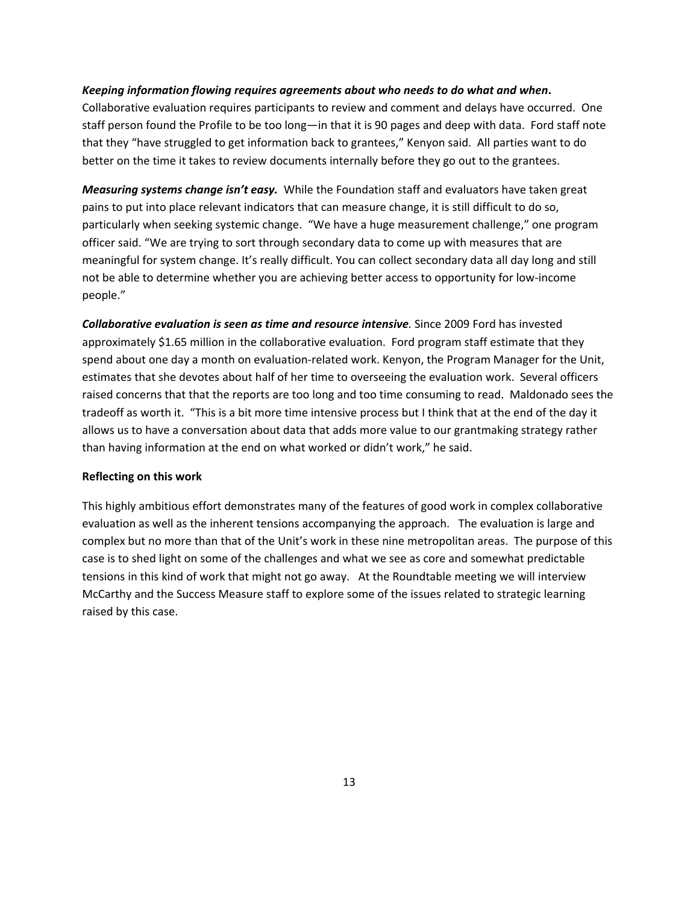***Keeping information flowing requires agreements about who needs to do what and when*.** Collaborative evaluation requires participants to review and comment and delays have occurred. One staff person found the Profile to be too long—in that it is 90 pages and deep with data. Ford staff note that they "have struggled to get information back to grantees," Kenyon said. All parties want to do better on the time it takes to review documents internally before they go out to the grantees.

***Measuring systems change isn't easy.*** While the Foundation staff and evaluators have taken great pains to put into place relevant indicators that can measure change, it is still difficult to do so, particularly when seeking systemic change. "We have a huge measurement challenge," one program officer said. "We are trying to sort through secondary data to come up with measures that are meaningful for system change. It's really difficult. You can collect secondary data all day long and still not be able to determine whether you are achieving better access to opportunity for low-income people."

***Collaborative evaluation is seen as time and resource intensive**.* Since 2009 Ford has invested approximately $1.65 million in the collaborative evaluation. Ford program staff estimate that they spend about one day a month on evaluation-related work. Kenyon, the Program Manager for the Unit, estimates that she devotes about half of her time to overseeing the evaluation work. Several officers raised concerns that that the reports are too long and too time consuming to read. Maldonado sees the tradeoff as worth it. "This is a bit more time intensive process but I think that at the end of the day it allows us to have a conversation about data that adds more value to our grantmaking strategy rather than having information at the end on what worked or didn't work," he said.

**Reflecting on this work**

This highly ambitious effort demonstrates many of the features of good work in complex collaborative evaluation as well as the inherent tensions accompanying the approach. The evaluation is large and complex but no more than that of the Unit's work in these nine metropolitan areas. The purpose of this case is to shed light on some of the challenges and what we see as core and somewhat predictable tensions in this kind of work that might not go away. At the Roundtable meeting we will interview McCarthy and the Success Measure staff to explore some of the issues related to strategic learning raised by this case.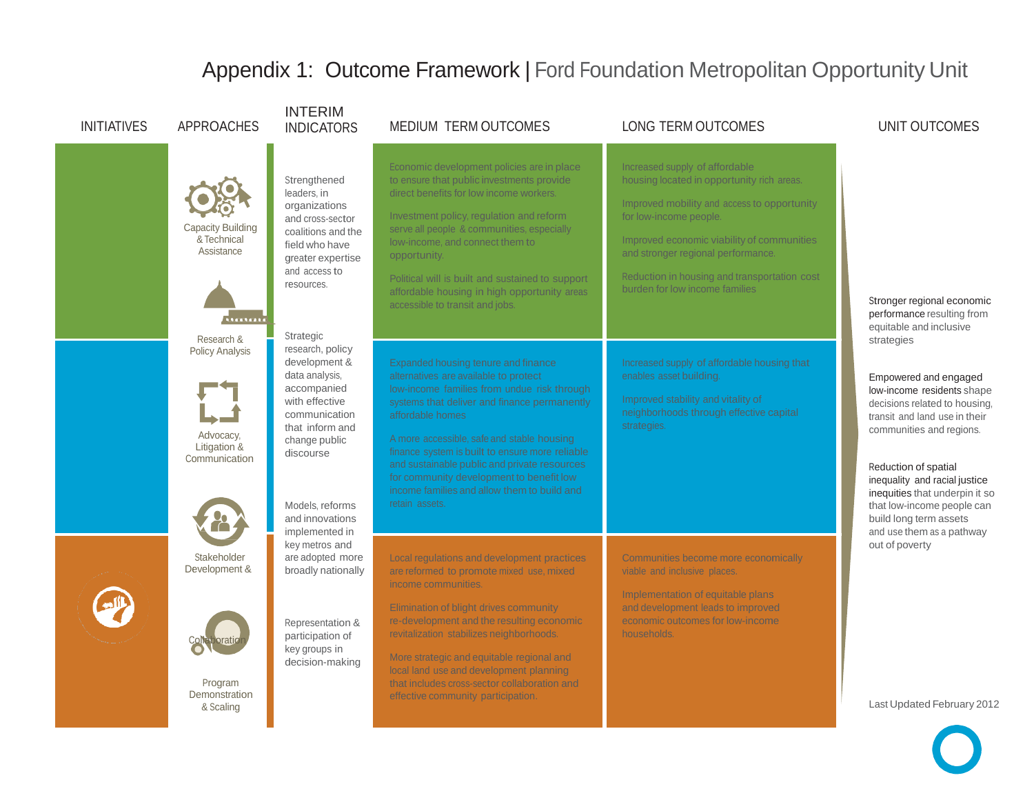# Appendix 1: Outcome Framework | Ford Foundation Metropolitan Opportunity Unit

| INITIATIVES | APPROACHES | INTERIM INDICATORS | MEDIUM TERM OUTCOMES | LONG TERM OUTCOMES | UNIT OUTCOMES |
|---|---|---|---|---|---|
| | Capacity Building & Technical Assistance | Strengthened leaders, in organizations and cross-sector coalitions and the field who have greater expertise and access to resources. | Economic development policies are in place to ensure that public investments provide direct benefits for low income workers.<br><br>Investment policy, regulation and reform serve all people & communities, especially low-income, and connect them to opportunity.<br><br>Political will is built and sustained to support affordable housing in high opportunity areas accessible to transit and jobs. | Increased supply of affordable housing located in opportunity rich areas.<br><br>Improved mobility and access to opportunity for low-income people.<br><br>Improved economic viability of communities and stronger regional performance.<br><br>Reduction in housing and transportation cost burden for low income families | Stronger regional economic performance resulting from equitable and inclusive strategies |
| | Research & Policy Analysis<br><br>Advocacy, Litigation & Communication | Strategic research, policy development & data analysis, accompanied with effective communication that inform and change public discourse<br><br>Models, reforms and innovations implemented in key metros and are adopted more broadly nationally | Expanded housing tenure and finance alternatives are available to protect low-income families from undue risk through systems that deliver and finance permanently affordable homes<br><br>A more accessible, safe and stable housing finance system is built to ensure more reliable and sustainable public and private resources for community development to benefit low income families and allow them to build and retain assets. | Increased supply of affordable housing that enables asset building.<br><br>Improved stability and vitality of neighborhoods through effective capital strategies. | Empowered and engaged low-income residents shape decisions related to housing, transit and land use in their communities and regions. |
| | Stakeholder Development &<br><br>Collaboration<br><br>Program Demonstration & Scaling | Representation & participation of key groups in decision-making | Local regulations and development practices are reformed to promote mixed use, mixed income communities.<br><br>Elimination of blight drives community re-development and the resulting economic revitalization stabilizes neighborhoods.<br><br>More strategic and equitable regional and local land use and development planning that includes cross-sector collaboration and effective community participation. | Communities become more economically viable and inclusive places.<br><br>Implementation of equitable plans and development leads to improved economic outcomes for low-income households. | Reduction of spatial inequality and racial justice inequities that underpin it so that low-income people can build long term assets and use them as a pathway out of poverty |

Last Updated February 2012